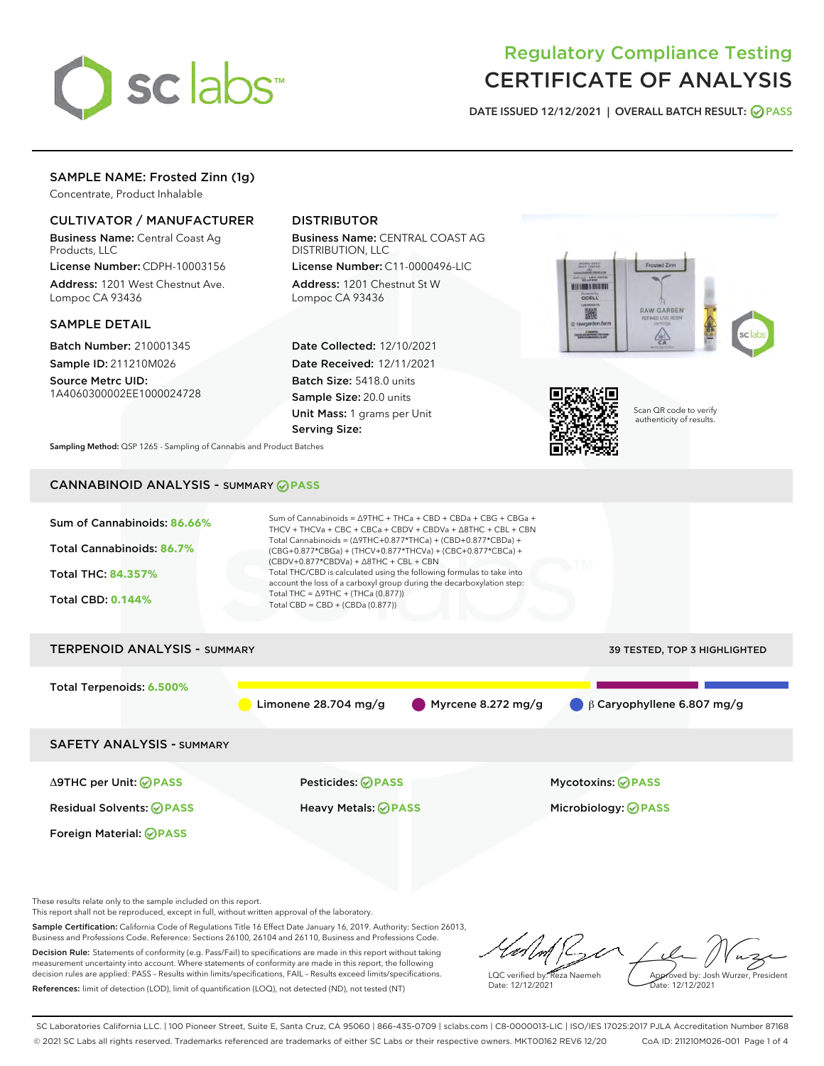# Regulatory Compliance Testing
# CERTIFICATE OF ANALYSIS

DATE ISSUED 12/12/2021 | OVERALL BATCH RESULT: PASS

## SAMPLE NAME: Frosted Zinn (1g)

Concentrate, Product Inhalable

### CULTIVATOR / MANUFACTURER

**Business Name:** Central Coast Ag Products, LLC

**License Number:** CDPH-10003156

**Address:** 1201 West Chestnut Ave. Lompoc CA 93436

### DISTRIBUTOR

**Business Name:** CENTRAL COAST AG DISTRIBUTION, LLC

**License Number:** C11-0000496-LIC

**Address:** 1201 Chestnut St W Lompoc CA 93436

### SAMPLE DETAIL

**Batch Number:** 210001345

**Sample ID:** 211210M026

**Source Metrc UID:** 1A4060300002EE1000024728

**Date Collected:** 12/10/2021

**Date Received:** 12/11/2021

**Batch Size:** 5418.0 units

**Sample Size:** 20.0 units

**Unit Mass:** 1 grams per Unit

**Serving Size:**

Scan QR code to verify authenticity of results.

**Sampling Method:** QSP 1265 - Sampling of Cannabis and Product Batches

## CANNABINOID ANALYSIS - SUMMARY PASS

**Sum of Cannabinoids:** 86.66%

**Total Cannabinoids:** 86.7%

**Total THC:** 84.357%

**Total CBD:** 0.144%

Sum of Cannabinoids = Δ9THC + THCa + CBD + CBDa + CBG + CBGa + THCV + THCVa + CBC + CBCa + CBDV + CBDVa + Δ8THC + CBL + CBN

Total Cannabinoids = (Δ9THC+0.877*THCa) + (CBD+0.877*CBDa) + (CBG+0.877*CBGa) + (THCV+0.877*THCVa) + (CBC+0.877*CBCa) + (CBDV+0.877*CBDVa) + Δ8THC + CBL + CBN

Total THC/CBD is calculated using the following formulas to take into account the loss of a carboxyl group during the decarboxylation step:

Total THC = Δ9THC + (THCa (0.877))

Total CBD = CBD + (CBDa (0.877))

## TERPENOID ANALYSIS - SUMMARY

39 TESTED, TOP 3 HIGHLIGHTED

**Total Terpenoids:** 6.500%

Limonene 28.704 mg/g | Myrcene 8.272 mg/g | β Caryophyllene 6.807 mg/g

## SAFETY ANALYSIS - SUMMARY

| | | |
|---|---|---|
| Δ9THC per Unit: PASS | Pesticides: PASS | Mycotoxins: PASS |
| Residual Solvents: PASS | Heavy Metals: PASS | Microbiology: PASS |
| Foreign Material: PASS | | |

These results relate only to the sample included on this report.
This report shall not be reproduced, except in full, without written approval of the laboratory.

**Sample Certification:** California Code of Regulations Title 16 Effect Date January 16, 2019. Authority: Section 26013, Business and Professions Code. Reference: Sections 26100, 26104 and 26110, Business and Professions Code.

**Decision Rule:** Statements of conformity (e.g. Pass/Fail) to specifications are made in this report without taking measurement uncertainty into account. Where statements of conformity are made in this report, the following decision rules are applied: PASS – Results within limits/specifications, FAIL – Results exceed limits/specifications.

**References:** limit of detection (LOD), limit of quantification (LOQ), not detected (ND), not tested (NT)

LQC verified by: Reza Naemeh
Date: 12/12/2021

Approved by: Josh Wurzer, President
Date: 12/12/2021

SC Laboratories California LLC. | 100 Pioneer Street, Suite E, Santa Cruz, CA 95060 | 866-435-0709 | sclabs.com | C8-0000013-LIC | ISO/IES 17025:2017 PJLA Accreditation Number 87168
© 2021 SC Labs all rights reserved. Trademarks referenced are trademarks of either SC Labs or their respective owners. MKT00162 REV6 12/20 CoA ID: 211210M026-001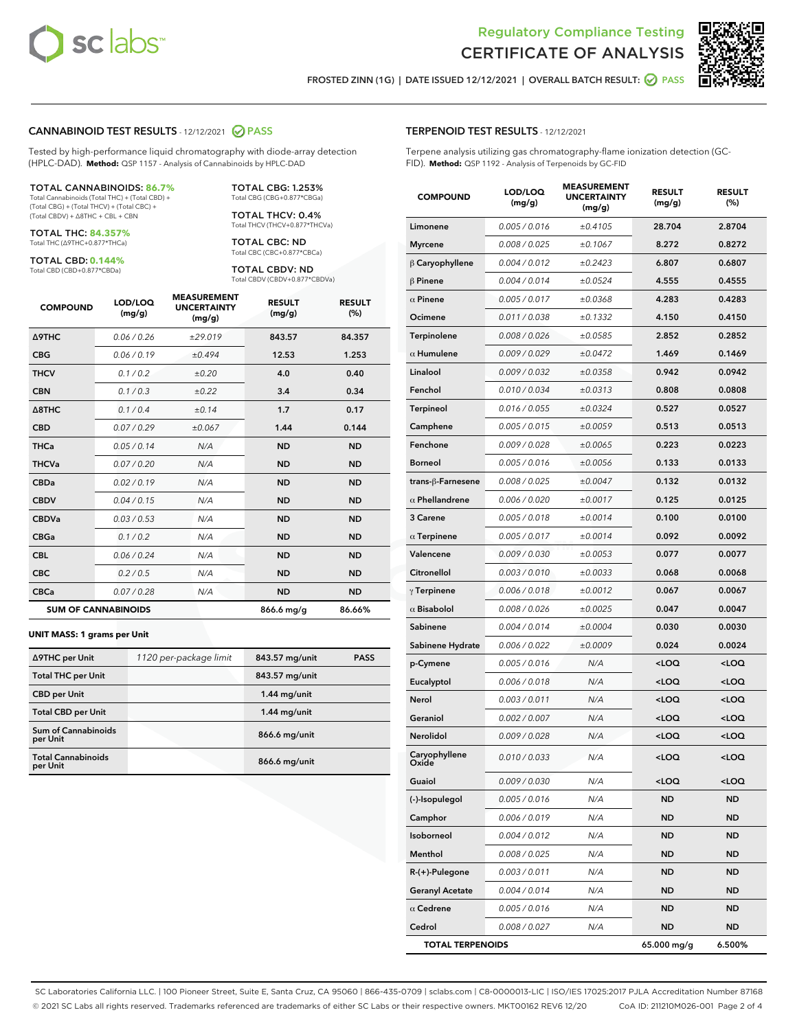# Regulatory Compliance Testing
## CERTIFICATE OF ANALYSIS

FROSTED ZINN (1G) | DATE ISSUED 12/12/2021 | OVERALL BATCH RESULT: PASS

## CANNABINOID TEST RESULTS - 12/12/2021 PASS

Tested by high-performance liquid chromatography with diode-array detection (HPLC-DAD). **Method:** QSP 1157 - Analysis of Cannabinoids by HPLC-DAD

**TOTAL CANNABINOIDS: 86.7%**
Total Cannabinoids (Total THC) + (Total CBD) + (Total CBG) + (Total THCV) + (Total CBC) + (Total CBDV) + Δ8THC + CBL + CBN

**TOTAL THC: 84.357%**
Total THC (Δ9THC+0.877*THCa)

**TOTAL CBD: 0.144%**
Total CBD (CBD+0.877*CBDa)

**TOTAL CBG: 1.253%**
Total CBG (CBG+0.877*CBGa)

**TOTAL THCV: 0.4%**
Total THCV (THCV+0.877*THCVa)

**TOTAL CBC: ND**
Total CBC (CBC+0.877*CBCa)

**TOTAL CBDV: ND**
Total CBDV (CBDV+0.877*CBDVa)

| COMPOUND | LOD/LOQ (mg/g) | MEASUREMENT UNCERTAINTY (mg/g) | RESULT (mg/g) | RESULT (%) |
|---|---|---|---|---|
| Δ9THC | 0.06 / 0.26 | ±29.019 | 843.57 | 84.357 |
| CBG | 0.06 / 0.19 | ±0.494 | 12.53 | 1.253 |
| THCV | 0.1 / 0.2 | ±0.20 | 4.0 | 0.40 |
| CBN | 0.1 / 0.3 | ±0.22 | 3.4 | 0.34 |
| Δ8THC | 0.1 / 0.4 | ±0.14 | 1.7 | 0.17 |
| CBD | 0.07 / 0.29 | ±0.067 | 1.44 | 0.144 |
| THCa | 0.05 / 0.14 | N/A | ND | ND |
| THCVa | 0.07 / 0.20 | N/A | ND | ND |
| CBDa | 0.02 / 0.19 | N/A | ND | ND |
| CBDV | 0.04 / 0.15 | N/A | ND | ND |
| CBDVa | 0.03 / 0.53 | N/A | ND | ND |
| CBGa | 0.1 / 0.2 | N/A | ND | ND |
| CBL | 0.06 / 0.24 | N/A | ND | ND |
| CBC | 0.2 / 0.5 | N/A | ND | ND |
| CBCa | 0.07 / 0.28 | N/A | ND | ND |
| **SUM OF CANNABINOIDS** | | | 866.6 mg/g | 86.66% |

**UNIT MASS: 1 grams per Unit**

| | | | |
|---|---|---|---|
| Δ9THC per Unit | 1120 per-package limit | 843.57 mg/unit | PASS |
| Total THC per Unit | | 843.57 mg/unit | |
| CBD per Unit | | 1.44 mg/unit | |
| Total CBD per Unit | | 1.44 mg/unit | |
| Sum of Cannabinoids per Unit | | 866.6 mg/unit | |
| Total Cannabinoids per Unit | | 866.6 mg/unit | |

## TERPENOID TEST RESULTS - 12/12/2021

Terpene analysis utilizing gas chromatography-flame ionization detection (GC-FID). **Method:** QSP 1192 - Analysis of Terpenoids by GC-FID

| COMPOUND | LOD/LOQ (mg/g) | MEASUREMENT UNCERTAINTY (mg/g) | RESULT (mg/g) | RESULT (%) |
|---|---|---|---|---|
| Limonene | 0.005 / 0.016 | ±0.4105 | 28.704 | 2.8704 |
| Myrcene | 0.008 / 0.025 | ±0.1067 | 8.272 | 0.8272 |
| β Caryophyllene | 0.004 / 0.012 | ±0.2423 | 6.807 | 0.6807 |
| β Pinene | 0.004 / 0.014 | ±0.0524 | 4.555 | 0.4555 |
| α Pinene | 0.005 / 0.017 | ±0.0368 | 4.283 | 0.4283 |
| Ocimene | 0.011 / 0.038 | ±0.1332 | 4.150 | 0.4150 |
| Terpinolene | 0.008 / 0.026 | ±0.0585 | 2.852 | 0.2852 |
| α Humulene | 0.009 / 0.029 | ±0.0472 | 1.469 | 0.1469 |
| Linalool | 0.009 / 0.032 | ±0.0358 | 0.942 | 0.0942 |
| Fenchol | 0.010 / 0.034 | ±0.0313 | 0.808 | 0.0808 |
| Terpineol | 0.016 / 0.055 | ±0.0324 | 0.527 | 0.0527 |
| Camphene | 0.005 / 0.015 | ±0.0059 | 0.513 | 0.0513 |
| Fenchone | 0.009 / 0.028 | ±0.0065 | 0.223 | 0.0223 |
| Borneol | 0.005 / 0.016 | ±0.0056 | 0.133 | 0.0133 |
| trans-β-Farnesene | 0.008 / 0.025 | ±0.0047 | 0.132 | 0.0132 |
| α Phellandrene | 0.006 / 0.020 | ±0.0017 | 0.125 | 0.0125 |
| 3 Carene | 0.005 / 0.018 | ±0.0014 | 0.100 | 0.0100 |
| α Terpinene | 0.005 / 0.017 | ±0.0014 | 0.092 | 0.0092 |
| Valencene | 0.009 / 0.030 | ±0.0053 | 0.077 | 0.0077 |
| Citronellol | 0.003 / 0.010 | ±0.0033 | 0.068 | 0.0068 |
| γ Terpinene | 0.006 / 0.018 | ±0.0012 | 0.067 | 0.0067 |
| α Bisabolol | 0.008 / 0.026 | ±0.0025 | 0.047 | 0.0047 |
| Sabinene | 0.004 / 0.014 | ±0.0004 | 0.030 | 0.0030 |
| Sabinene Hydrate | 0.006 / 0.022 | ±0.0009 | 0.024 | 0.0024 |
| p-Cymene | 0.005 / 0.016 | N/A | <LOQ | <LOQ |
| Eucalyptol | 0.006 / 0.018 | N/A | <LOQ | <LOQ |
| Nerol | 0.003 / 0.011 | N/A | <LOQ | <LOQ |
| Geraniol | 0.002 / 0.007 | N/A | <LOQ | <LOQ |
| Nerolidol | 0.009 / 0.028 | N/A | <LOQ | <LOQ |
| Caryophyllene Oxide | 0.010 / 0.033 | N/A | <LOQ | <LOQ |
| Guaiol | 0.009 / 0.030 | N/A | <LOQ | <LOQ |
| (-)-Isopulegol | 0.005 / 0.016 | N/A | ND | ND |
| Camphor | 0.006 / 0.019 | N/A | ND | ND |
| Isoborneol | 0.004 / 0.012 | N/A | ND | ND |
| Menthol | 0.008 / 0.025 | N/A | ND | ND |
| R-(+)-Pulegone | 0.003 / 0.011 | N/A | ND | ND |
| Geranyl Acetate | 0.004 / 0.014 | N/A | ND | ND |
| α Cedrene | 0.005 / 0.016 | N/A | ND | ND |
| Cedrol | 0.008 / 0.027 | N/A | ND | ND |
| **TOTAL TERPENOIDS** | | | 65.000 mg/g | 6.500% |

SC Laboratories California LLC. | 100 Pioneer Street, Suite E, Santa Cruz, CA 95060 | 866-435-0709 | sclabs.com | C8-0000013-LIC | ISO/IES 17025:2017 PJLA Accreditation Number 87168
© 2021 SC Labs all rights reserved. Trademarks referenced are trademarks of either SC Labs or their respective owners. MKT00162 REV6 12/20 CoA ID: 211210M026-001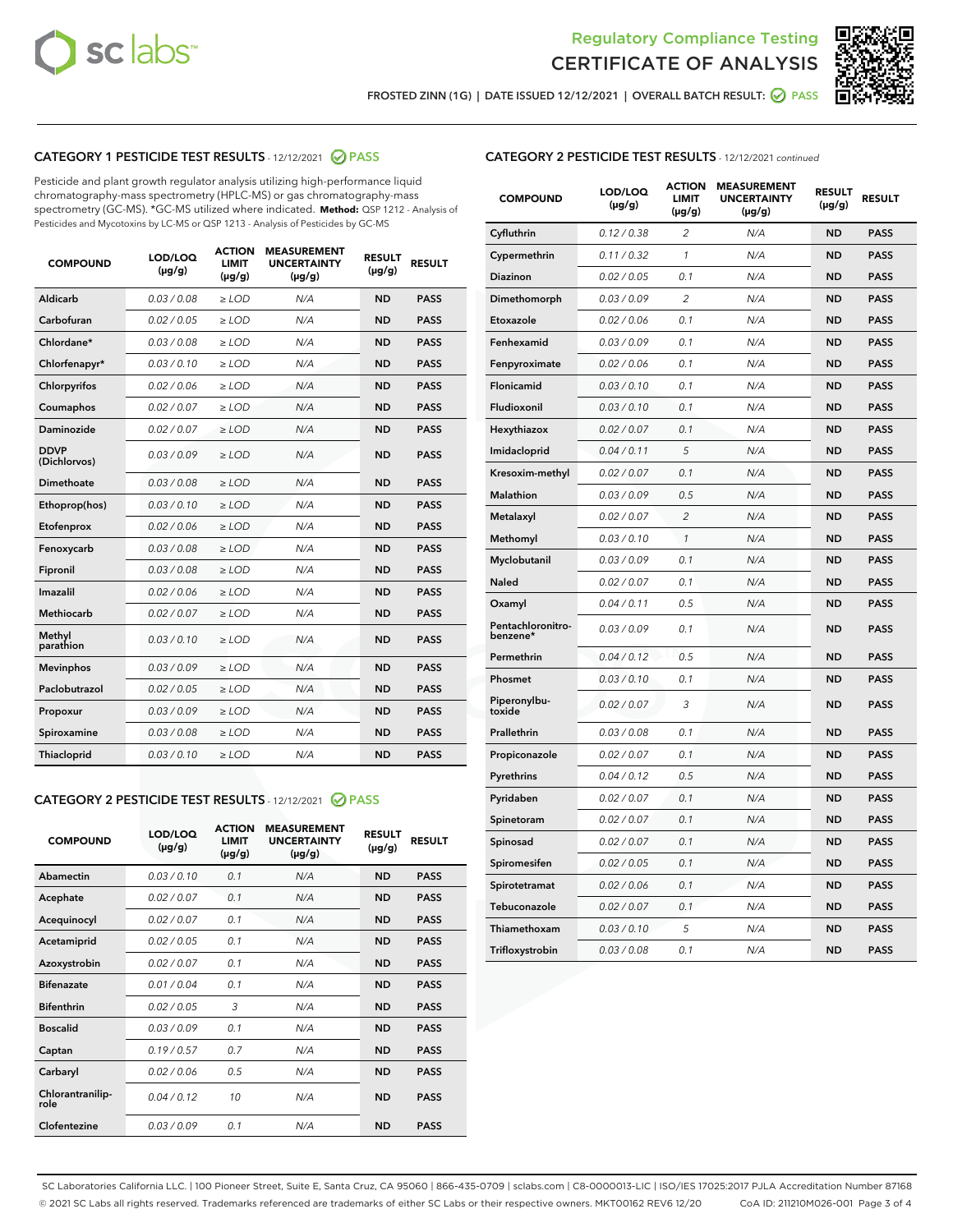# Regulatory Compliance Testing
# CERTIFICATE OF ANALYSIS

FROSTED ZINN (1G) | DATE ISSUED 12/12/2021 | OVERALL BATCH RESULT: PASS

## CATEGORY 1 PESTICIDE TEST RESULTS - 12/12/2021 PASS

Pesticide and plant growth regulator analysis utilizing high-performance liquid chromatography-mass spectrometry (HPLC-MS) or gas chromatography-mass spectrometry (GC-MS). *GC-MS utilized where indicated. **Method:** QSP 1212 - Analysis of Pesticides and Mycotoxins by LC-MS or QSP 1213 - Analysis of Pesticides by GC-MS

| COMPOUND | LOD/LOQ (µg/g) | ACTION LIMIT (µg/g) | MEASUREMENT UNCERTAINTY (µg/g) | RESULT (µg/g) | RESULT |
|---|---|---|---|---|---|
| Aldicarb | 0.03 / 0.08 | ≥ LOD | N/A | ND | PASS |
| Carbofuran | 0.02 / 0.05 | ≥ LOD | N/A | ND | PASS |
| Chlordane* | 0.03 / 0.08 | ≥ LOD | N/A | ND | PASS |
| Chlorfenapyr* | 0.03 / 0.10 | ≥ LOD | N/A | ND | PASS |
| Chlorpyrifos | 0.02 / 0.06 | ≥ LOD | N/A | ND | PASS |
| Coumaphos | 0.02 / 0.07 | ≥ LOD | N/A | ND | PASS |
| Daminozide | 0.02 / 0.07 | ≥ LOD | N/A | ND | PASS |
| DDVP (Dichlorvos) | 0.03 / 0.09 | ≥ LOD | N/A | ND | PASS |
| Dimethoate | 0.03 / 0.08 | ≥ LOD | N/A | ND | PASS |
| Ethoprop(hos) | 0.03 / 0.10 | ≥ LOD | N/A | ND | PASS |
| Etofenprox | 0.02 / 0.06 | ≥ LOD | N/A | ND | PASS |
| Fenoxycarb | 0.03 / 0.08 | ≥ LOD | N/A | ND | PASS |
| Fipronil | 0.03 / 0.08 | ≥ LOD | N/A | ND | PASS |
| Imazalil | 0.02 / 0.06 | ≥ LOD | N/A | ND | PASS |
| Methiocarb | 0.02 / 0.07 | ≥ LOD | N/A | ND | PASS |
| Methyl parathion | 0.03 / 0.10 | ≥ LOD | N/A | ND | PASS |
| Mevinphos | 0.03 / 0.09 | ≥ LOD | N/A | ND | PASS |
| Paclobutrazol | 0.02 / 0.05 | ≥ LOD | N/A | ND | PASS |
| Propoxur | 0.03 / 0.09 | ≥ LOD | N/A | ND | PASS |
| Spiroxamine | 0.03 / 0.08 | ≥ LOD | N/A | ND | PASS |
| Thiacloprid | 0.03 / 0.10 | ≥ LOD | N/A | ND | PASS |

## CATEGORY 2 PESTICIDE TEST RESULTS - 12/12/2021 PASS

| COMPOUND | LOD/LOQ (µg/g) | ACTION LIMIT (µg/g) | MEASUREMENT UNCERTAINTY (µg/g) | RESULT (µg/g) | RESULT |
|---|---|---|---|---|---|
| Abamectin | 0.03 / 0.10 | 0.1 | N/A | ND | PASS |
| Acephate | 0.02 / 0.07 | 0.1 | N/A | ND | PASS |
| Acequinocyl | 0.02 / 0.07 | 0.1 | N/A | ND | PASS |
| Acetamiprid | 0.02 / 0.05 | 0.1 | N/A | ND | PASS |
| Azoxystrobin | 0.02 / 0.07 | 0.1 | N/A | ND | PASS |
| Bifenazate | 0.01 / 0.04 | 0.1 | N/A | ND | PASS |
| Bifenthrin | 0.02 / 0.05 | 3 | N/A | ND | PASS |
| Boscalid | 0.03 / 0.09 | 0.1 | N/A | ND | PASS |
| Captan | 0.19 / 0.57 | 0.7 | N/A | ND | PASS |
| Carbaryl | 0.02 / 0.06 | 0.5 | N/A | ND | PASS |
| Chlorantraniliprole | 0.04 / 0.12 | 10 | N/A | ND | PASS |
| Clofentezine | 0.03 / 0.09 | 0.1 | N/A | ND | PASS |
| Cyfluthrin | 0.12 / 0.38 | 2 | N/A | ND | PASS |
| Cypermethrin | 0.11 / 0.32 | 1 | N/A | ND | PASS |
| Diazinon | 0.02 / 0.05 | 0.1 | N/A | ND | PASS |
| Dimethomorph | 0.03 / 0.09 | 2 | N/A | ND | PASS |
| Etoxazole | 0.02 / 0.06 | 0.1 | N/A | ND | PASS |
| Fenhexamid | 0.03 / 0.09 | 0.1 | N/A | ND | PASS |
| Fenpyroximate | 0.02 / 0.06 | 0.1 | N/A | ND | PASS |
| Flonicamid | 0.03 / 0.10 | 0.1 | N/A | ND | PASS |
| Fludioxonil | 0.03 / 0.10 | 0.1 | N/A | ND | PASS |
| Hexythiazox | 0.02 / 0.07 | 0.1 | N/A | ND | PASS |
| Imidacloprid | 0.04 / 0.11 | 5 | N/A | ND | PASS |
| Kresoxim-methyl | 0.02 / 0.07 | 0.1 | N/A | ND | PASS |
| Malathion | 0.03 / 0.09 | 0.5 | N/A | ND | PASS |
| Metalaxyl | 0.02 / 0.07 | 2 | N/A | ND | PASS |
| Methomyl | 0.03 / 0.10 | 1 | N/A | ND | PASS |
| Myclobutanil | 0.03 / 0.09 | 0.1 | N/A | ND | PASS |
| Naled | 0.02 / 0.07 | 0.1 | N/A | ND | PASS |
| Oxamyl | 0.04 / 0.11 | 0.5 | N/A | ND | PASS |
| Pentachloronitrobenzene* | 0.03 / 0.09 | 0.1 | N/A | ND | PASS |
| Permethrin | 0.04 / 0.12 | 0.5 | N/A | ND | PASS |
| Phosmet | 0.03 / 0.10 | 0.1 | N/A | ND | PASS |
| Piperonylbutoxide | 0.02 / 0.07 | 3 | N/A | ND | PASS |
| Prallethrin | 0.03 / 0.08 | 0.1 | N/A | ND | PASS |
| Propiconazole | 0.02 / 0.07 | 0.1 | N/A | ND | PASS |
| Pyrethrins | 0.04 / 0.12 | 0.5 | N/A | ND | PASS |
| Pyridaben | 0.02 / 0.07 | 0.1 | N/A | ND | PASS |
| Spinetoram | 0.02 / 0.07 | 0.1 | N/A | ND | PASS |
| Spinosad | 0.02 / 0.07 | 0.1 | N/A | ND | PASS |
| Spiromesifen | 0.02 / 0.05 | 0.1 | N/A | ND | PASS |
| Spirotetramat | 0.02 / 0.06 | 0.1 | N/A | ND | PASS |
| Tebuconazole | 0.02 / 0.07 | 0.1 | N/A | ND | PASS |
| Thiamethoxam | 0.03 / 0.10 | 5 | N/A | ND | PASS |
| Trifloxystrobin | 0.03 / 0.08 | 0.1 | N/A | ND | PASS |

SC Laboratories California LLC. | 100 Pioneer Street, Suite E, Santa Cruz, CA 95060 | 866-435-0709 | sclabs.com | C8-0000013-LIC | ISO/IES 17025:2017 PJLA Accreditation Number 87168
© 2021 SC Labs all rights reserved. Trademarks referenced are trademarks of either SC Labs or their respective owners. MKT00162 REV6 12/20 CoA ID: 211210M026-001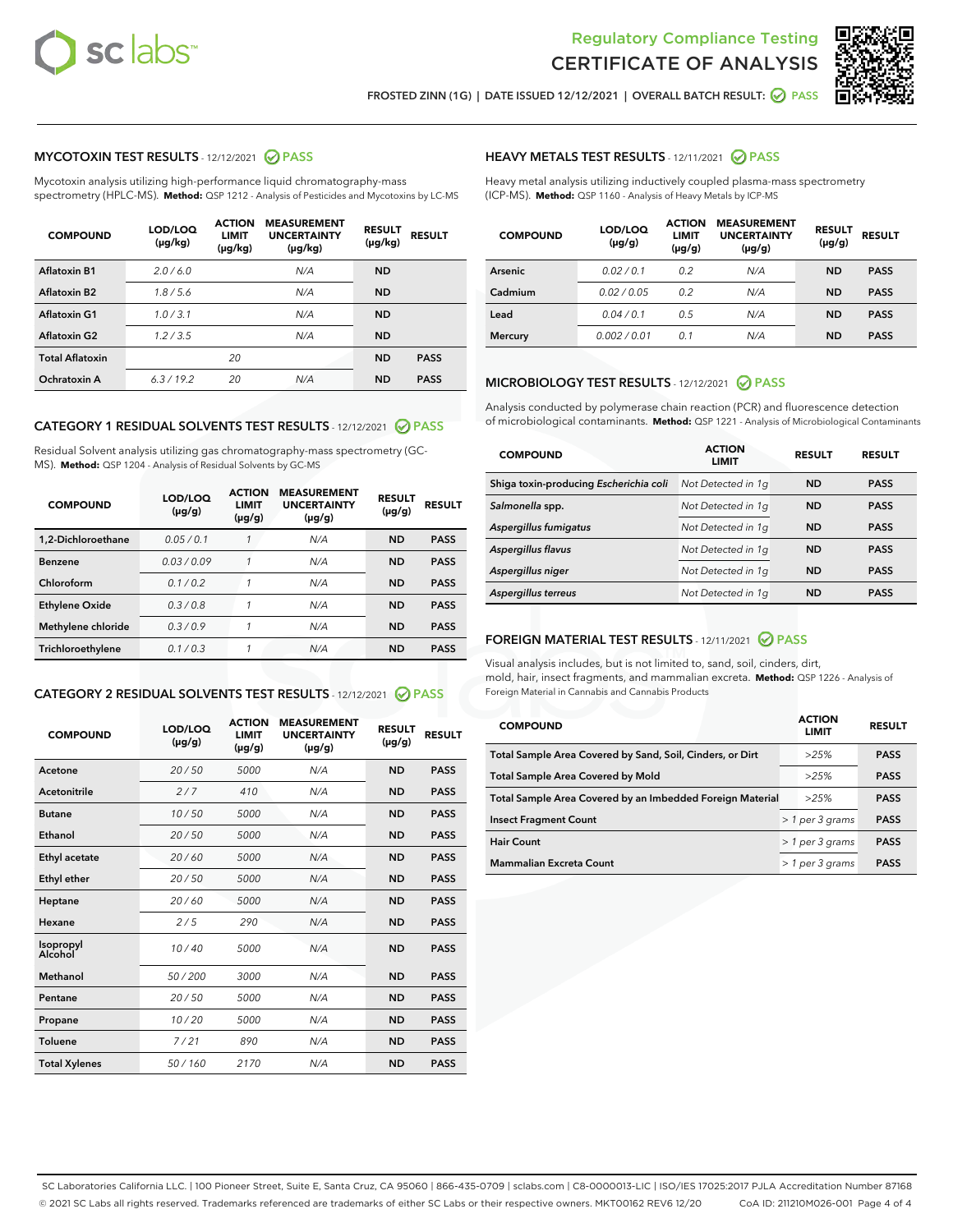Regulatory Compliance Testing
# CERTIFICATE OF ANALYSIS

FROSTED ZINN (1G) | DATE ISSUED 12/12/2021 | OVERALL BATCH RESULT: PASS

## MYCOTOXIN TEST RESULTS - 12/12/2021 PASS

Mycotoxin analysis utilizing high-performance liquid chromatography-mass spectrometry (HPLC-MS). **Method:** QSP 1212 - Analysis of Pesticides and Mycotoxins by LC-MS

| COMPOUND | LOD/LOQ (μg/kg) | ACTION LIMIT (μg/kg) | MEASUREMENT UNCERTAINTY (μg/kg) | RESULT (μg/kg) | RESULT |
|---|---|---|---|---|---|
| Aflatoxin B1 | 2.0 / 6.0 | | N/A | ND | |
| Aflatoxin B2 | 1.8 / 5.6 | | N/A | ND | |
| Aflatoxin G1 | 1.0 / 3.1 | | N/A | ND | |
| Aflatoxin G2 | 1.2 / 3.5 | | N/A | ND | |
| Total Aflatoxin | | 20 | | ND | PASS |
| Ochratoxin A | 6.3 / 19.2 | 20 | N/A | ND | PASS |

## CATEGORY 1 RESIDUAL SOLVENTS TEST RESULTS - 12/12/2021 PASS

Residual Solvent analysis utilizing gas chromatography-mass spectrometry (GC-MS). **Method:** QSP 1204 - Analysis of Residual Solvents by GC-MS

| COMPOUND | LOD/LOQ (μg/g) | ACTION LIMIT (μg/g) | MEASUREMENT UNCERTAINTY (μg/g) | RESULT (μg/g) | RESULT |
|---|---|---|---|---|---|
| 1,2-Dichloroethane | 0.05 / 0.1 | 1 | N/A | ND | PASS |
| Benzene | 0.03 / 0.09 | 1 | N/A | ND | PASS |
| Chloroform | 0.1 / 0.2 | 1 | N/A | ND | PASS |
| Ethylene Oxide | 0.3 / 0.8 | 1 | N/A | ND | PASS |
| Methylene chloride | 0.3 / 0.9 | 1 | N/A | ND | PASS |
| Trichloroethylene | 0.1 / 0.3 | 1 | N/A | ND | PASS |

## CATEGORY 2 RESIDUAL SOLVENTS TEST RESULTS - 12/12/2021 PASS

| COMPOUND | LOD/LOQ (μg/g) | ACTION LIMIT (μg/g) | MEASUREMENT UNCERTAINTY (μg/g) | RESULT (μg/g) | RESULT |
|---|---|---|---|---|---|
| Acetone | 20 / 50 | 5000 | N/A | ND | PASS |
| Acetonitrile | 2 / 7 | 410 | N/A | ND | PASS |
| Butane | 10 / 50 | 5000 | N/A | ND | PASS |
| Ethanol | 20 / 50 | 5000 | N/A | ND | PASS |
| Ethyl acetate | 20 / 60 | 5000 | N/A | ND | PASS |
| Ethyl ether | 20 / 50 | 5000 | N/A | ND | PASS |
| Heptane | 20 / 60 | 5000 | N/A | ND | PASS |
| Hexane | 2 / 5 | 290 | N/A | ND | PASS |
| Isopropyl Alcohol | 10 / 40 | 5000 | N/A | ND | PASS |
| Methanol | 50 / 200 | 3000 | N/A | ND | PASS |
| Pentane | 20 / 50 | 5000 | N/A | ND | PASS |
| Propane | 10 / 20 | 5000 | N/A | ND | PASS |
| Toluene | 7 / 21 | 890 | N/A | ND | PASS |
| Total Xylenes | 50 / 160 | 2170 | N/A | ND | PASS |

## HEAVY METALS TEST RESULTS - 12/11/2021 PASS

Heavy metal analysis utilizing inductively coupled plasma-mass spectrometry (ICP-MS). **Method:** QSP 1160 - Analysis of Heavy Metals by ICP-MS

| COMPOUND | LOD/LOQ (μg/g) | ACTION LIMIT (μg/g) | MEASUREMENT UNCERTAINTY (μg/g) | RESULT (μg/g) | RESULT |
|---|---|---|---|---|---|
| Arsenic | 0.02 / 0.1 | 0.2 | N/A | ND | PASS |
| Cadmium | 0.02 / 0.05 | 0.2 | N/A | ND | PASS |
| Lead | 0.04 / 0.1 | 0.5 | N/A | ND | PASS |
| Mercury | 0.002 / 0.01 | 0.1 | N/A | ND | PASS |

## MICROBIOLOGY TEST RESULTS - 12/12/2021 PASS

Analysis conducted by polymerase chain reaction (PCR) and fluorescence detection of microbiological contaminants. **Method:** QSP 1221 - Analysis of Microbiological Contaminants

| COMPOUND | ACTION LIMIT | RESULT | RESULT |
|---|---|---|---|
| Shiga toxin-producing *Escherichia coli* | Not Detected in 1g | ND | PASS |
| *Salmonella* spp. | Not Detected in 1g | ND | PASS |
| *Aspergillus fumigatus* | Not Detected in 1g | ND | PASS |
| *Aspergillus flavus* | Not Detected in 1g | ND | PASS |
| *Aspergillus niger* | Not Detected in 1g | ND | PASS |
| *Aspergillus terreus* | Not Detected in 1g | ND | PASS |

## FOREIGN MATERIAL TEST RESULTS - 12/11/2021 PASS

Visual analysis includes, but is not limited to, sand, soil, cinders, dirt, mold, hair, insect fragments, and mammalian excreta. **Method:** QSP 1226 - Analysis of Foreign Material in Cannabis and Cannabis Products

| COMPOUND | ACTION LIMIT | RESULT |
|---|---|---|
| Total Sample Area Covered by Sand, Soil, Cinders, or Dirt | >25% | PASS |
| Total Sample Area Covered by Mold | >25% | PASS |
| Total Sample Area Covered by an Imbedded Foreign Material | >25% | PASS |
| Insect Fragment Count | > 1 per 3 grams | PASS |
| Hair Count | > 1 per 3 grams | PASS |
| Mammalian Excreta Count | > 1 per 3 grams | PASS |

SC Laboratories California LLC. | 100 Pioneer Street, Suite E, Santa Cruz, CA 95060 | 866-435-0709 | sclabs.com | C8-0000013-LIC | ISO/IES 17025:2017 PJLA Accreditation Number 87168
© 2021 SC Labs all rights reserved. Trademarks referenced are trademarks of either SC Labs or their respective owners. MKT00162 REV6 12/20 CoA ID: 211210M026-001